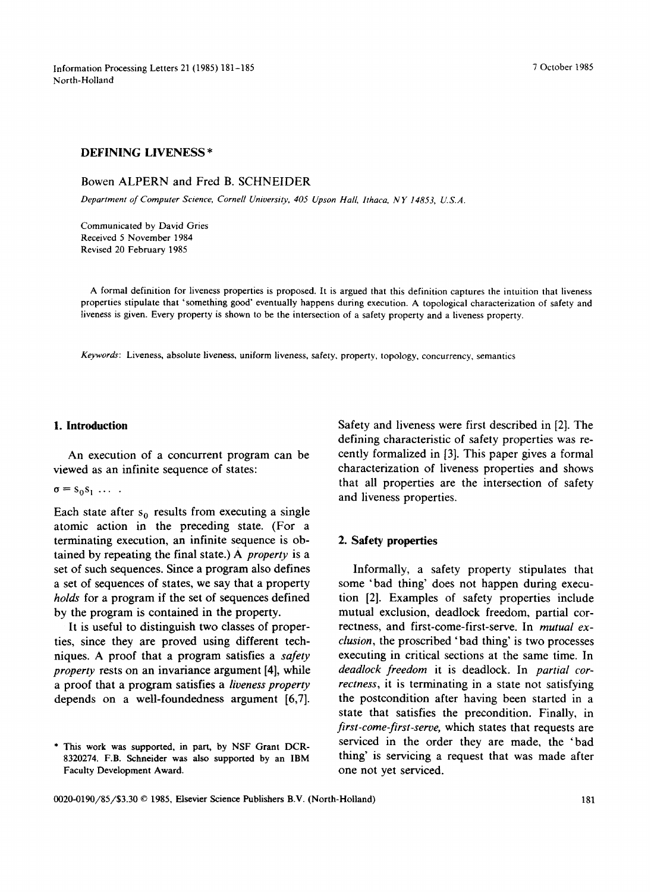# DEFINING LIVENESS *

Bowen ALPERN and Fred B. SCHNEIDER

*Department of Computer Science, Cornell University, 405 Upson Hall, Ithaca, NY 14853, U.S.A.*

Communicated by David Gries
Received 5 November 1984
Revised 20 February 1985

A formal definition for liveness properties is proposed. It is argued that this definition captures the intuition that liveness properties stipulate that 'something good' eventually happens during execution. A topological characterization of safety and liveness is given. Every property is shown to be the intersection of a safety property and a liveness property.

*Keywords:* Liveness, absolute liveness, uniform liveness, safety, property, topology, concurrency, semantics

## 1. Introduction

An execution of a concurrent program can be viewed as an infinite sequence of states:

$\sigma = s_0 s_1 \ldots$ .

Each state after $s_0$ results from executing a single atomic action in the preceding state. (For a terminating execution, an infinite sequence is obtained by repeating the final state.) A *property* is a set of such sequences. Since a program also defines a set of sequences of states, we say that a property *holds* for a program if the set of sequences defined by the program is contained in the property.

It is useful to distinguish two classes of properties, since they are proved using different techniques. A proof that a program satisfies a *safety property* rests on an invariance argument [4], while a proof that a program satisfies a *liveness property* depends on a well-foundedness argument [6,7]. Safety and liveness were first described in [2]. The defining characteristic of safety properties was recently formalized in [3]. This paper gives a formal characterization of liveness properties and shows that all properties are the intersection of safety and liveness properties.

## 2. Safety properties

Informally, a safety property stipulates that some 'bad thing' does not happen during execution [2]. Examples of safety properties include mutual exclusion, deadlock freedom, partial correctness, and first-come-first-serve. In *mutual exclusion*, the proscribed 'bad thing' is two processes executing in critical sections at the same time. In *deadlock freedom* it is deadlock. In *partial correctness*, it is terminating in a state not satisfying the postcondition after having been started in a state that satisfies the precondition. Finally, in *first-come-first-serve*, which states that requests are serviced in the order they are made, the 'bad thing' is servicing a request that was made after one not yet serviced.

* This work was supported, in part, by NSF Grant DCR-8320274. F.B. Schneider was also supported by an IBM Faculty Development Award.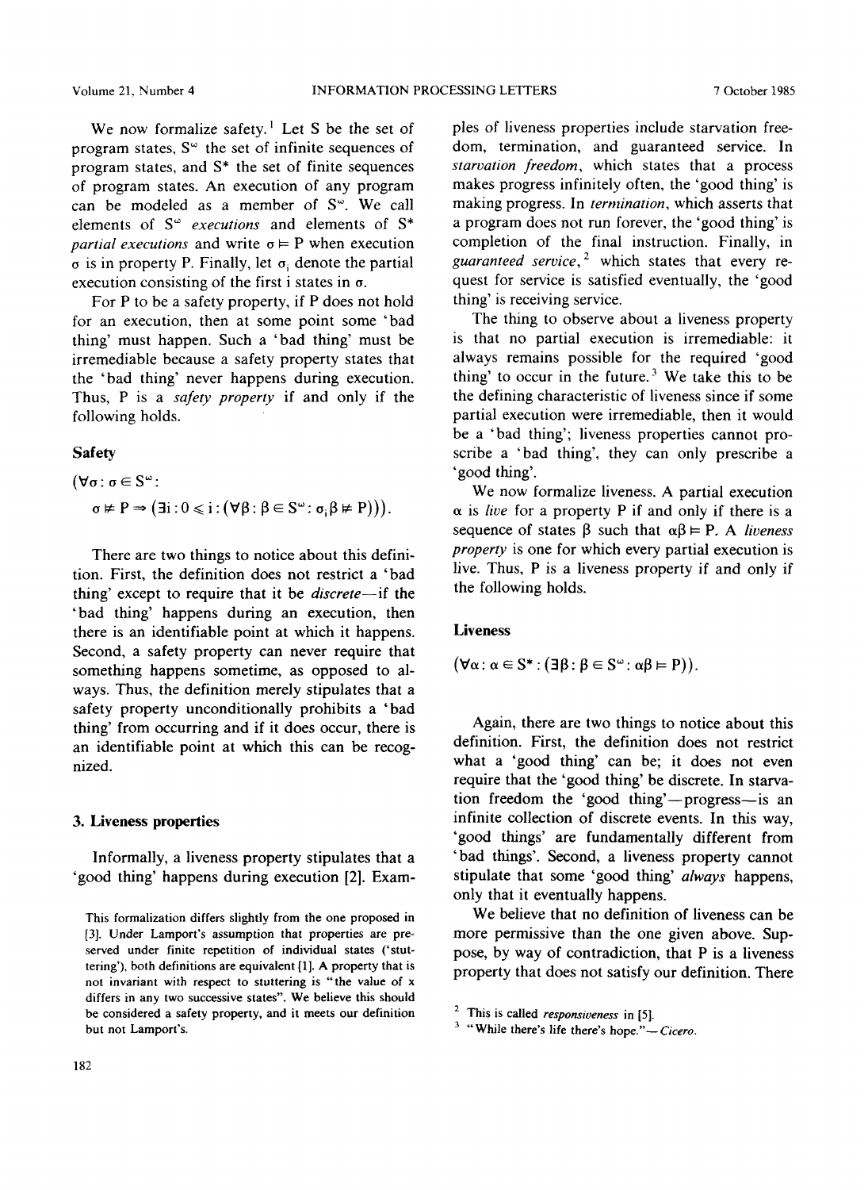We now formalize safety.[1] Let S be the set of program states, $S^\omega$ the set of infinite sequences of program states, and $S^*$ the set of finite sequences of program states. An execution of any program can be modeled as a member of $S^\omega$. We call elements of $S^\omega$ *executions* and elements of $S^*$ *partial executions* and write $\sigma \models P$ when execution $\sigma$ is in property P. Finally, let $\sigma_i$ denote the partial execution consisting of the first i states in $\sigma$.

For P to be a safety property, if P does not hold for an execution, then at some point some 'bad thing' must happen. Such a 'bad thing' must be irremediable because a safety property states that the 'bad thing' never happens during execution. Thus, P is a *safety property* if and only if the following holds.

### Safety

$$(\forall \sigma : \sigma \in S^\omega : \sigma \not\models P \Rightarrow (\exists i : 0 \leqslant i : (\forall \beta : \beta \in S^\omega : \sigma_i \beta \not\models P))).$$

There are two things to notice about this definition. First, the definition does not restrict a 'bad thing' except to require that it be *discrete*—if the 'bad thing' happens during an execution, then there is an identifiable point at which it happens. Second, a safety property can never require that something happens sometime, as opposed to always. Thus, the definition merely stipulates that a safety property unconditionally prohibits a 'bad thing' from occurring and if it does occur, there is an identifiable point at which this can be recognized.

## 3. Liveness properties

Informally, a liveness property stipulates that a 'good thing' happens during execution [2]. Examples of liveness properties include starvation freedom, termination, and guaranteed service. In *starvation freedom*, which states that a process makes progress infinitely often, the 'good thing' is making progress. In *termination*, which asserts that a program does not run forever, the 'good thing' is completion of the final instruction. Finally, in *guaranteed service*,[2] which states that every request for service is satisfied eventually, the 'good thing' is receiving service.

The thing to observe about a liveness property is that no partial execution is irremediable: it always remains possible for the required 'good thing' to occur in the future.[3] We take this to be the defining characteristic of liveness since if some partial execution were irremediable, then it would be a 'bad thing'; liveness properties cannot proscribe a 'bad thing', they can only prescribe a 'good thing'.

We now formalize liveness. A partial execution $\alpha$ is *live* for a property P if and only if there is a sequence of states $\beta$ such that $\alpha\beta \models P$. A *liveness property* is one for which every partial execution is live. Thus, P is a liveness property if and only if the following holds.

### Liveness

$$(\forall \alpha : \alpha \in S^* : (\exists \beta : \beta \in S^\omega : \alpha\beta \models P)).$$

Again, there are two things to notice about this definition. First, the definition does not restrict what a 'good thing' can be; it does not even require that the 'good thing' be discrete. In starvation freedom the 'good thing'—progress—is an infinite collection of discrete events. In this way, 'good things' are fundamentally different from 'bad things'. Second, a liveness property cannot stipulate that some 'good thing' *always* happens, only that it eventually happens.

We believe that no definition of liveness can be more permissive than the one given above. Suppose, by way of contradiction, that P is a liveness property that does not satisfy our definition. There

[1] This formalization differs slightly from the one proposed in [3]. Under Lamport's assumption that properties are preserved under finite repetition of individual states ('stuttering'), both definitions are equivalent [1]. A property that is not invariant with respect to stuttering is "the value of x differs in any two successive states". We believe this should be considered a safety property, and it meets our definition but not Lamport's.

[2] This is called *responsiveness* in [5].

[3] "While there's life there's hope."—*Cicero*.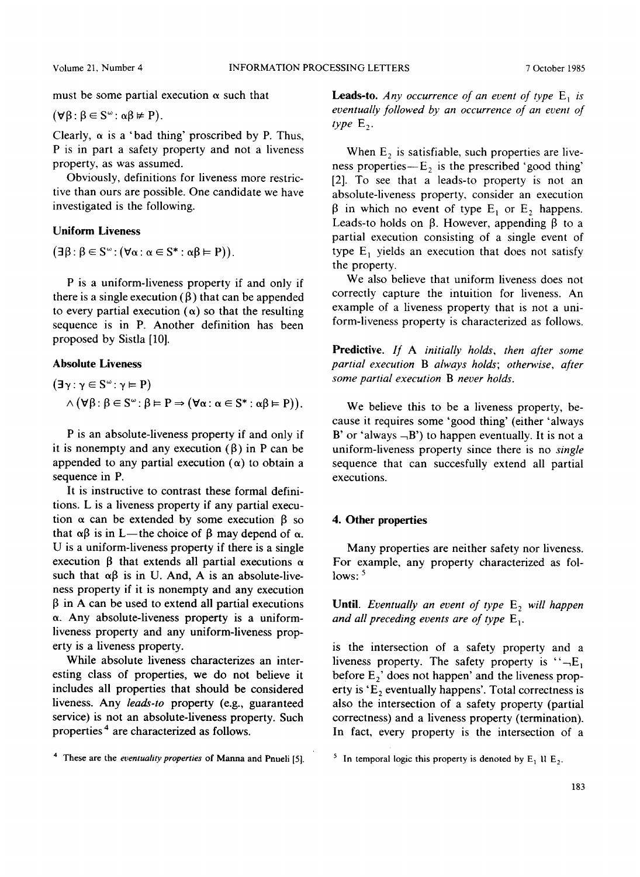must be some partial execution $\alpha$ such that

$$(\forall \beta : \beta \in S^{\omega} : \alpha\beta \not\models P).$$

Clearly, $\alpha$ is a 'bad thing' proscribed by P. Thus, P is in part a safety property and not a liveness property, as was assumed.

Obviously, definitions for liveness more restrictive than ours are possible. One candidate we have investigated is the following.

### Uniform Liveness

$$(\exists \beta : \beta \in S^{\omega} : (\forall \alpha : \alpha \in S^* : \alpha\beta \models P)).$$

P is a uniform-liveness property if and only if there is a single execution ($\beta$) that can be appended to every partial execution ($\alpha$) so that the resulting sequence is in P. Another definition has been proposed by Sistla [10].

### Absolute Liveness

$$(\exists \gamma : \gamma \in S^{\omega} : \gamma \models P)$$
$$\wedge (\forall \beta : \beta \in S^{\omega} : \beta \models P \Rightarrow (\forall \alpha : \alpha \in S^* : \alpha\beta \models P)).$$

P is an absolute-liveness property if and only if it is nonempty and any execution ($\beta$) in P can be appended to any partial execution ($\alpha$) to obtain a sequence in P.

It is instructive to contrast these formal definitions. L is a liveness property if any partial execution $\alpha$ can be extended by some execution $\beta$ so that $\alpha\beta$ is in L—the choice of $\beta$ may depend of $\alpha$. U is a uniform-liveness property if there is a single execution $\beta$ that extends all partial executions $\alpha$ such that $\alpha\beta$ is in U. And, A is an absolute-liveness property if it is nonempty and any execution $\beta$ in A can be used to extend all partial executions $\alpha$. Any absolute-liveness property is a uniform-liveness property and any uniform-liveness property is a liveness property.

While absolute liveness characterizes an interesting class of properties, we do not believe it includes all properties that should be considered liveness. Any *leads-to* property (e.g., guaranteed service) is not an absolute-liveness property. Such properties [4] are characterized as follows.

**Leads-to.** *Any occurrence of an event of type* $E_1$ *is eventually followed by an occurrence of an event of type* $E_2$.

When $E_2$ is satisfiable, such properties are liveness properties—$E_2$ is the prescribed 'good thing' [2]. To see that a leads-to property is not an absolute-liveness property, consider an execution $\beta$ in which no event of type $E_1$ or $E_2$ happens. Leads-to holds on $\beta$. However, appending $\beta$ to a partial execution consisting of a single event of type $E_1$ yields an execution that does not satisfy the property.

We also believe that uniform liveness does not correctly capture the intuition for liveness. An example of a liveness property that is not a uniform-liveness property is characterized as follows.

**Predictive.** *If* A *initially holds, then after some partial execution* B *always holds; otherwise, after some partial execution* B *never holds.*

We believe this to be a liveness property, because it requires some 'good thing' (either 'always B' or 'always $\neg$B') to happen eventually. It is not a uniform-liveness property since there is no *single* sequence that can succesfully extend all partial executions.

## 4. Other properties

Many properties are neither safety nor liveness. For example, any property characterized as follows: [5]

**Until.** *Eventually an event of type* $E_2$ *will happen and all preceding events are of type* $E_1$.

is the intersection of a safety property and a liveness property. The safety property is "$\neg E_1$ before $E_2$' does not happen' and the liveness property is '$E_2$ eventually happens'. Total correctness is also the intersection of a safety property (partial correctness) and a liveness property (termination). In fact, every property is the intersection of a

[4] These are the *eventuality properties* of Manna and Pnueli [5].

[5] In temporal logic this property is denoted by $E_1 \,\mathcal{U}\, E_2$.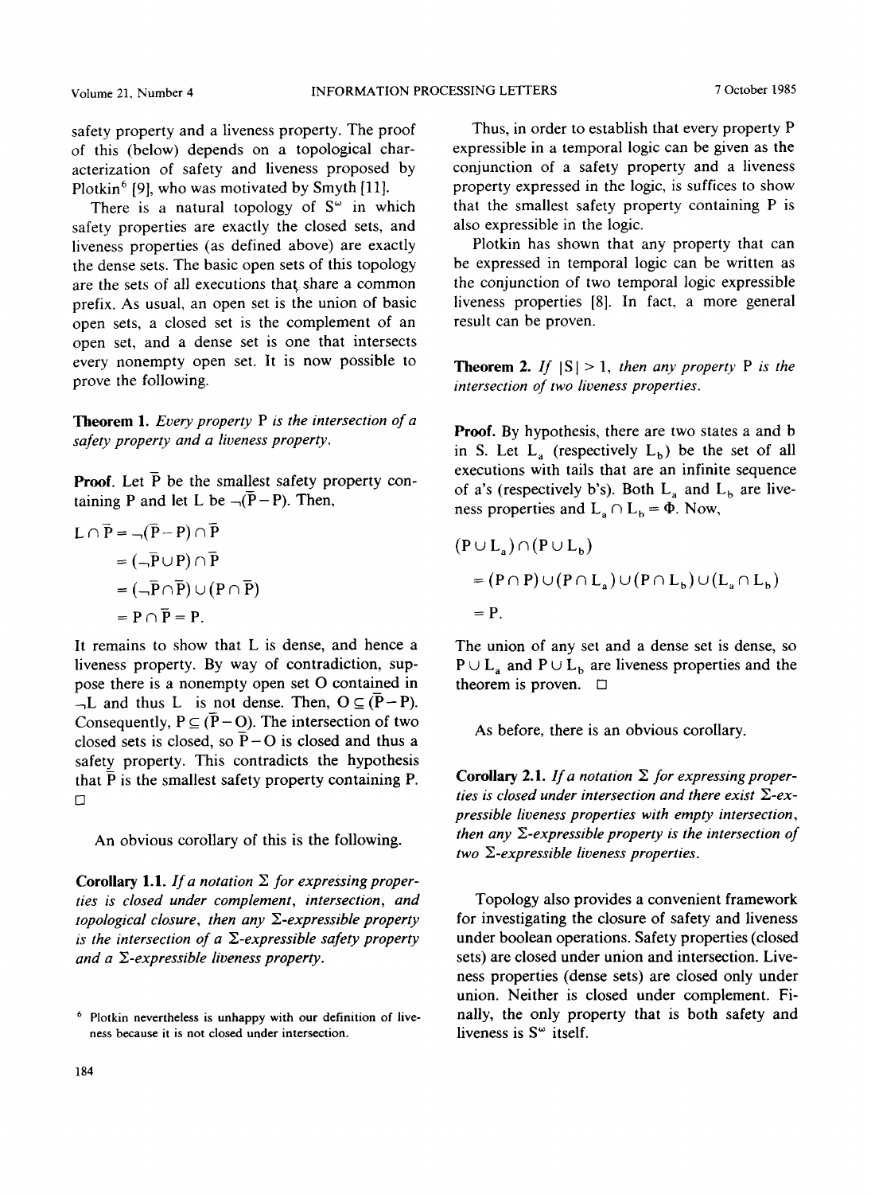safety property and a liveness property. The proof of this (below) depends on a topological characterization of safety and liveness proposed by Plotkin[6] [9], who was motivated by Smyth [11].

There is a natural topology of $S^\omega$ in which safety properties are exactly the closed sets, and liveness properties (as defined above) are exactly the dense sets. The basic open sets of this topology are the sets of all executions that share a common prefix. As usual, an open set is the union of basic open sets, a closed set is the complement of an open set, and a dense set is one that intersects every nonempty open set. It is now possible to prove the following.

**Theorem 1.** *Every property* P *is the intersection of a safety property and a liveness property.*

**Proof.** Let $\overline{P}$ be the smallest safety property containing P and let L be $\neg(\overline{P} - P)$. Then,

$$\begin{aligned} L \cap \overline{P} &= \neg(\overline{P} - P) \cap \overline{P} \\ &= (\neg\overline{P} \cup P) \cap \overline{P} \\ &= (\neg\overline{P} \cap \overline{P}) \cup (P \cap \overline{P}) \\ &= P \cap \overline{P} = P. \end{aligned}$$

It remains to show that L is dense, and hence a liveness property. By way of contradiction, suppose there is a nonempty open set O contained in $\neg L$ and thus L is not dense. Then, $O \subseteq (\overline{P} - P)$. Consequently, $P \subseteq (\overline{P} - O)$. The intersection of two closed sets is closed, so $\overline{P} - O$ is closed and thus a safety property. This contradicts the hypothesis that $\overline{P}$ is the smallest safety property containing P. □

An obvious corollary of this is the following.

**Corollary 1.1.** *If a notation* $\Sigma$ *for expressing properties is closed under complement, intersection, and topological closure, then any* $\Sigma$*-expressible property is the intersection of a* $\Sigma$*-expressible safety property and a* $\Sigma$*-expressible liveness property.*

[6] Plotkin nevertheless is unhappy with our definition of liveness because it is not closed under intersection.

Thus, in order to establish that every property P expressible in a temporal logic can be given as the conjunction of a safety property and a liveness property expressed in the logic, is suffices to show that the smallest safety property containing P is also expressible in the logic.

Plotkin has shown that any property that can be expressed in temporal logic can be written as the conjunction of two temporal logic expressible liveness properties [8]. In fact, a more general result can be proven.

**Theorem 2.** *If* $|S| > 1$*, then any property* P *is the intersection of two liveness properties.*

**Proof.** By hypothesis, there are two states a and b in S. Let $L_a$ (respectively $L_b$) be the set of all executions with tails that are an infinite sequence of a's (respectively b's). Both $L_a$ and $L_b$ are liveness properties and $L_a \cap L_b = \Phi$. Now,

$$\begin{aligned} &(P \cup L_a) \cap (P \cup L_b) \\ &\quad = (P \cap P) \cup (P \cap L_a) \cup (P \cap L_b) \cup (L_a \cap L_b) \\ &\quad = P. \end{aligned}$$

The union of any set and a dense set is dense, so $P \cup L_a$ and $P \cup L_b$ are liveness properties and the theorem is proven. □

As before, there is an obvious corollary.

**Corollary 2.1.** *If a notation* $\Sigma$ *for expressing properties is closed under intersection and there exist* $\Sigma$*-expressible liveness properties with empty intersection, then any* $\Sigma$*-expressible property is the intersection of two* $\Sigma$*-expressible liveness properties.*

Topology also provides a convenient framework for investigating the closure of safety and liveness under boolean operations. Safety properties (closed sets) are closed under union and intersection. Liveness properties (dense sets) are closed only under union. Neither is closed under complement. Finally, the only property that is both safety and liveness is $S^\omega$ itself.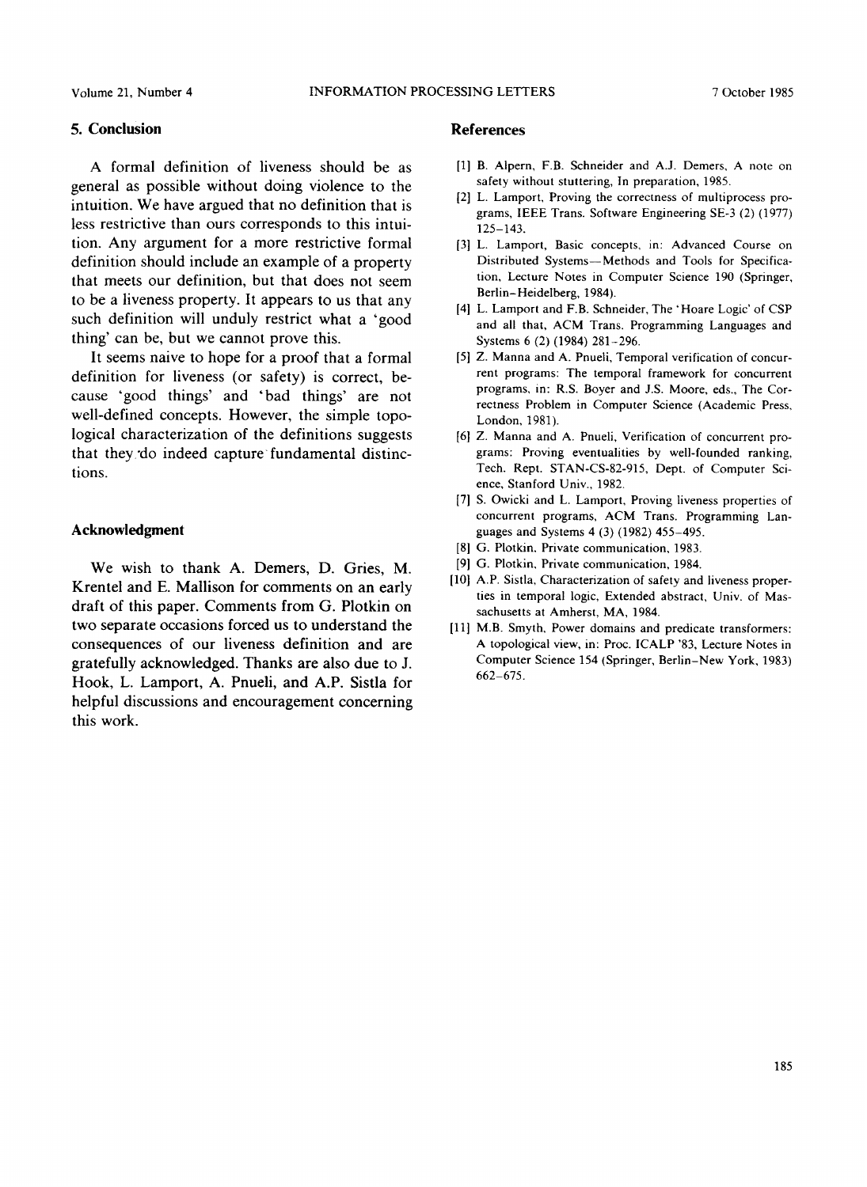## 5. Conclusion

A formal definition of liveness should be as general as possible without doing violence to the intuition. We have argued that no definition that is less restrictive than ours corresponds to this intuition. Any argument for a more restrictive formal definition should include an example of a property that meets our definition, but that does not seem to be a liveness property. It appears to us that any such definition will unduly restrict what a 'good thing' can be, but we cannot prove this.

It seems naive to hope for a proof that a formal definition for liveness (or safety) is correct, because 'good things' and 'bad things' are not well-defined concepts. However, the simple topological characterization of the definitions suggests that they do indeed capture fundamental distinctions.

## Acknowledgment

We wish to thank A. Demers, D. Gries, M. Krentel and E. Mallison for comments on an early draft of this paper. Comments from G. Plotkin on two separate occasions forced us to understand the consequences of our liveness definition and are gratefully acknowledged. Thanks are also due to J. Hook, L. Lamport, A. Pnueli, and A.P. Sistla for helpful discussions and encouragement concerning this work.

## References

[1] B. Alpern, F.B. Schneider and A.J. Demers, A note on safety without stuttering, In preparation, 1985.

[2] L. Lamport, Proving the correctness of multiprocess programs, IEEE Trans. Software Engineering SE-3 (2) (1977) 125–143.

[3] L. Lamport, Basic concepts, in: Advanced Course on Distributed Systems—Methods and Tools for Specification, Lecture Notes in Computer Science 190 (Springer, Berlin–Heidelberg, 1984).

[4] L. Lamport and F.B. Schneider, The 'Hoare Logic' of CSP and all that, ACM Trans. Programming Languages and Systems 6 (2) (1984) 281–296.

[5] Z. Manna and A. Pnueli, Temporal verification of concurrent programs: The temporal framework for concurrent programs, in: R.S. Boyer and J.S. Moore, eds., The Correctness Problem in Computer Science (Academic Press, London, 1981).

[6] Z. Manna and A. Pnueli, Verification of concurrent programs: Proving eventualities by well-founded ranking, Tech. Rept. STAN-CS-82-915, Dept. of Computer Science, Stanford Univ., 1982.

[7] S. Owicki and L. Lamport, Proving liveness properties of concurrent programs, ACM Trans. Programming Languages and Systems 4 (3) (1982) 455–495.

[8] G. Plotkin, Private communication, 1983.

[9] G. Plotkin, Private communication, 1984.

[10] A.P. Sistla, Characterization of safety and liveness properties in temporal logic, Extended abstract, Univ. of Massachusetts at Amherst, MA, 1984.

[11] M.B. Smyth, Power domains and predicate transformers: A topological view, in: Proc. ICALP '83, Lecture Notes in Computer Science 154 (Springer, Berlin–New York, 1983) 662–675.